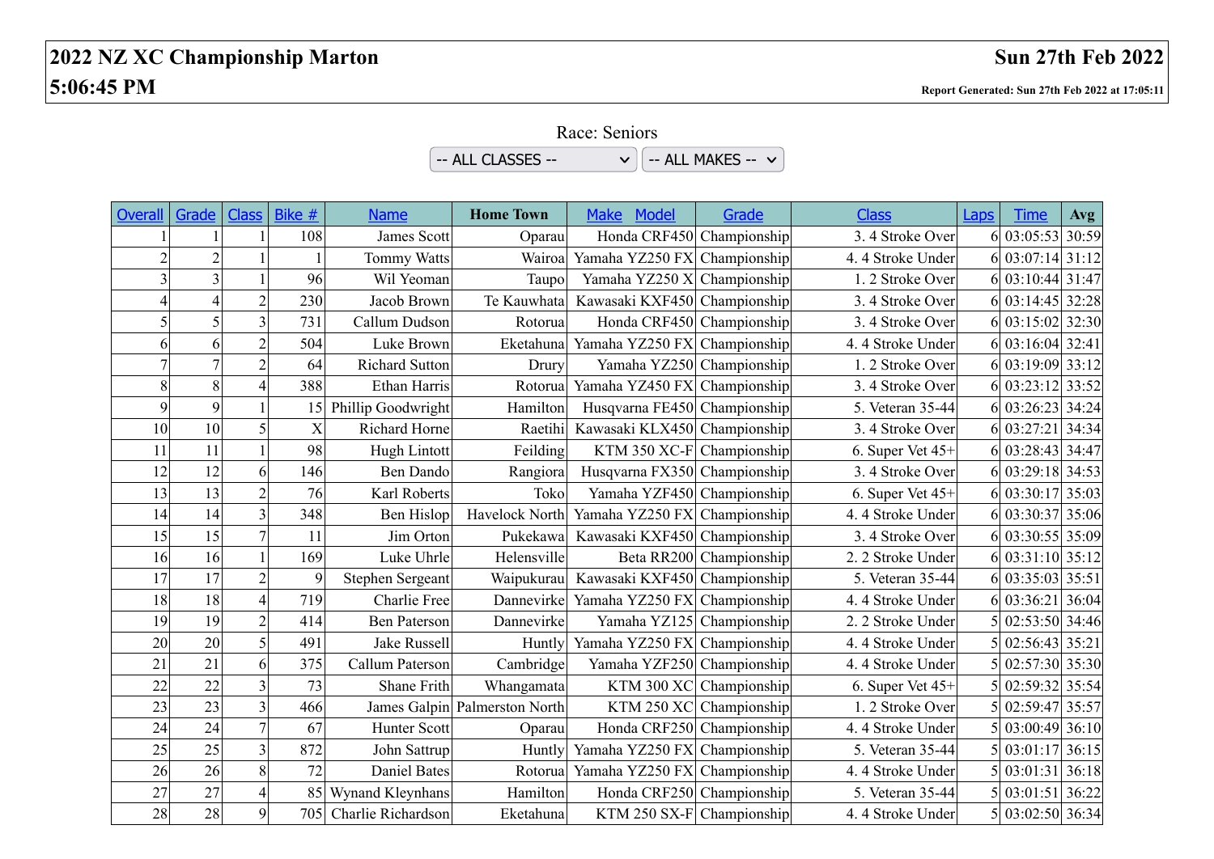# 2022 NZ XC Championship Marton

**Sun 27th Feb 2022**

**5:06:45 PM**

**Report Generated: Sun 27th Feb 2022 at 17:05:11**

Race: Seniors

-- ALL CLASSES -- | -- ALL MAKES --

| Overall | Grade | Class | Bike # | Name | Home Town | Make Model | Grade | Class | Laps | Time | Avg |
|---|---|---|---|---|---|---|---|---|---|---|---|
| 1 | 1 | 1 | 108 | James Scott | Oparau | Honda CRF450 | Championship | 3. 4 Stroke Over | 6 | 03:05:53 | 30:59 |
| 2 | 2 | 1 | 1 | Tommy Watts | Wairoa | Yamaha YZ250 FX | Championship | 4. 4 Stroke Under | 6 | 03:07:14 | 31:12 |
| 3 | 3 | 1 | 96 | Wil Yeoman | Taupo | Yamaha YZ250 X | Championship | 1. 2 Stroke Over | 6 | 03:10:44 | 31:47 |
| 4 | 4 | 2 | 230 | Jacob Brown | Te Kauwhata | Kawasaki KXF450 | Championship | 3. 4 Stroke Over | 6 | 03:14:45 | 32:28 |
| 5 | 5 | 3 | 731 | Callum Dudson | Rotorua | Honda CRF450 | Championship | 3. 4 Stroke Over | 6 | 03:15:02 | 32:30 |
| 6 | 6 | 2 | 504 | Luke Brown | Eketahuna | Yamaha YZ250 FX | Championship | 4. 4 Stroke Under | 6 | 03:16:04 | 32:41 |
| 7 | 7 | 2 | 64 | Richard Sutton | Drury | Yamaha YZ250 | Championship | 1. 2 Stroke Over | 6 | 03:19:09 | 33:12 |
| 8 | 8 | 4 | 388 | Ethan Harris | Rotorua | Yamaha YZ450 FX | Championship | 3. 4 Stroke Over | 6 | 03:23:12 | 33:52 |
| 9 | 9 | 1 | 15 | Phillip Goodwright | Hamilton | Husqvarna FE450 | Championship | 5. Veteran 35-44 | 6 | 03:26:23 | 34:24 |
| 10 | 10 | 5 | X | Richard Horne | Raetihi | Kawasaki KLX450 | Championship | 3. 4 Stroke Over | 6 | 03:27:21 | 34:34 |
| 11 | 11 | 1 | 98 | Hugh Lintott | Feilding | KTM 350 XC-F | Championship | 6. Super Vet 45+ | 6 | 03:28:43 | 34:47 |
| 12 | 12 | 6 | 146 | Ben Dando | Rangiora | Husqvarna FX350 | Championship | 3. 4 Stroke Over | 6 | 03:29:18 | 34:53 |
| 13 | 13 | 2 | 76 | Karl Roberts | Toko | Yamaha YZF450 | Championship | 6. Super Vet 45+ | 6 | 03:30:17 | 35:03 |
| 14 | 14 | 3 | 348 | Ben Hislop | Havelock North | Yamaha YZ250 FX | Championship | 4. 4 Stroke Under | 6 | 03:30:37 | 35:06 |
| 15 | 15 | 7 | 11 | Jim Orton | Pukekawa | Kawasaki KXF450 | Championship | 3. 4 Stroke Over | 6 | 03:30:55 | 35:09 |
| 16 | 16 | 1 | 169 | Luke Uhrle | Helensville | Beta RR200 | Championship | 2. 2 Stroke Under | 6 | 03:31:10 | 35:12 |
| 17 | 17 | 2 | 9 | Stephen Sergeant | Waipukurau | Kawasaki KXF450 | Championship | 5. Veteran 35-44 | 6 | 03:35:03 | 35:51 |
| 18 | 18 | 4 | 719 | Charlie Free | Dannevirke | Yamaha YZ250 FX | Championship | 4. 4 Stroke Under | 6 | 03:36:21 | 36:04 |
| 19 | 19 | 2 | 414 | Ben Paterson | Dannevirke | Yamaha YZ125 | Championship | 2. 2 Stroke Under | 5 | 02:53:50 | 34:46 |
| 20 | 20 | 5 | 491 | Jake Russell | Huntly | Yamaha YZ250 FX | Championship | 4. 4 Stroke Under | 5 | 02:56:43 | 35:21 |
| 21 | 21 | 6 | 375 | Callum Paterson | Cambridge | Yamaha YZF250 | Championship | 4. 4 Stroke Under | 5 | 02:57:30 | 35:30 |
| 22 | 22 | 3 | 73 | Shane Frith | Whangamata | KTM 300 XC | Championship | 6. Super Vet 45+ | 5 | 02:59:32 | 35:54 |
| 23 | 23 | 3 | 466 | James Galpin | Palmerston North | KTM 250 XC | Championship | 1. 2 Stroke Over | 5 | 02:59:47 | 35:57 |
| 24 | 24 | 7 | 67 | Hunter Scott | Oparau | Honda CRF250 | Championship | 4. 4 Stroke Under | 5 | 03:00:49 | 36:10 |
| 25 | 25 | 3 | 872 | John Sattrup | Huntly | Yamaha YZ250 FX | Championship | 5. Veteran 35-44 | 5 | 03:01:17 | 36:15 |
| 26 | 26 | 8 | 72 | Daniel Bates | Rotorua | Yamaha YZ250 FX | Championship | 4. 4 Stroke Under | 5 | 03:01:31 | 36:18 |
| 27 | 27 | 4 | 85 | Wynand Kleynhans | Hamilton | Honda CRF250 | Championship | 5. Veteran 35-44 | 5 | 03:01:51 | 36:22 |
| 28 | 28 | 9 | 705 | Charlie Richardson | Eketahuna | KTM 250 SX-F | Championship | 4. 4 Stroke Under | 5 | 03:02:50 | 36:34 |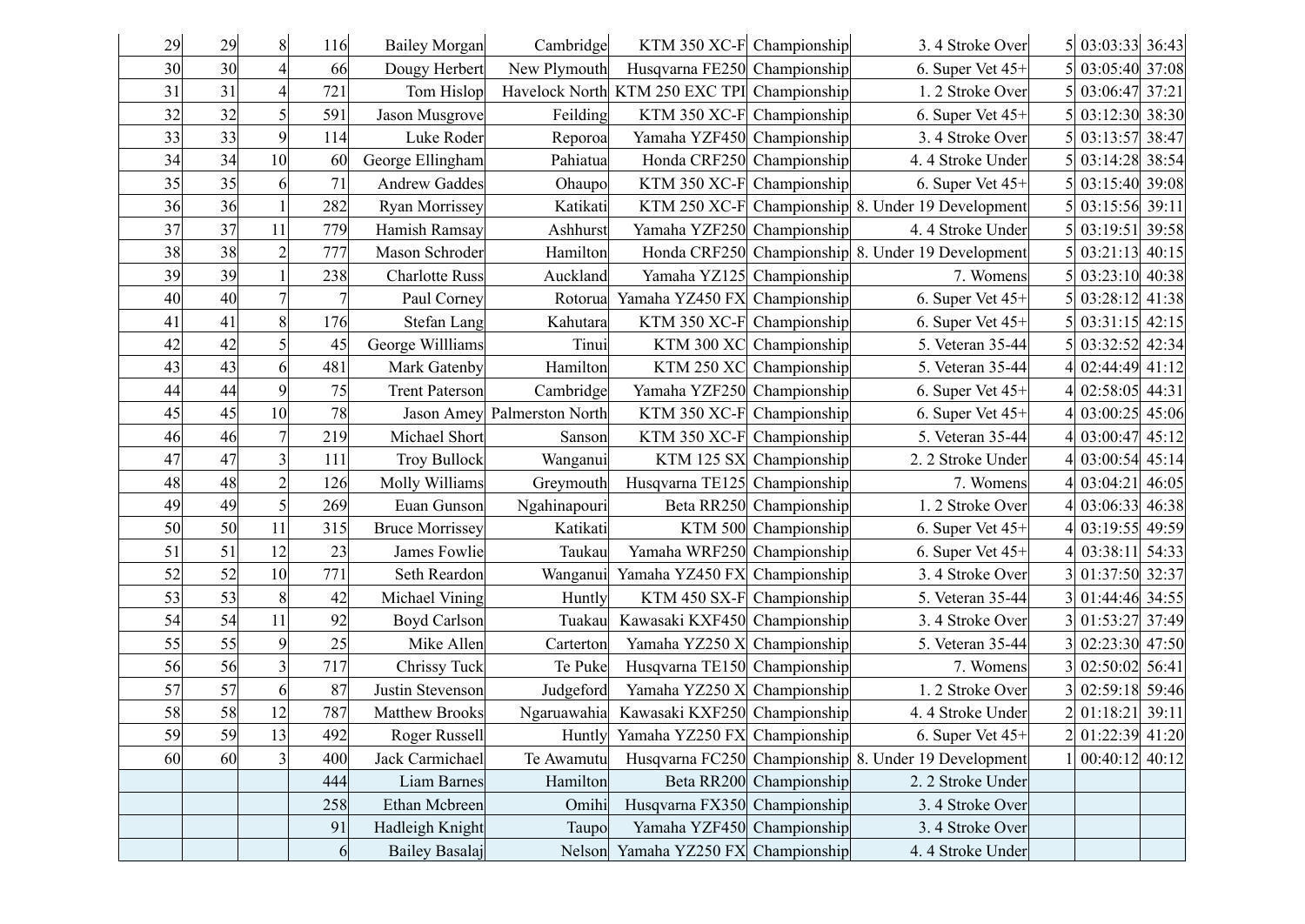| | | | | | | | | | | | |
|---|---|---|---|---|---|---|---|---|---|---|---|
| 29 | 29 | 8 | 116 | Bailey Morgan | Cambridge | KTM 350 XC-F | Championship | 3. 4 Stroke Over | 5 | 03:03:33 | 36:43 |
| 30 | 30 | 4 | 66 | Dougy Herbert | New Plymouth | Husqvarna FE250 | Championship | 6. Super Vet 45+ | 5 | 03:05:40 | 37:08 |
| 31 | 31 | 4 | 721 | Tom Hislop | Havelock North | KTM 250 EXC TPI | Championship | 1. 2 Stroke Over | 5 | 03:06:47 | 37:21 |
| 32 | 32 | 5 | 591 | Jason Musgrove | Feilding | KTM 350 XC-F | Championship | 6. Super Vet 45+ | 5 | 03:12:30 | 38:30 |
| 33 | 33 | 9 | 114 | Luke Roder | Reporoa | Yamaha YZF450 | Championship | 3. 4 Stroke Over | 5 | 03:13:57 | 38:47 |
| 34 | 34 | 10 | 60 | George Ellingham | Pahiatua | Honda CRF250 | Championship | 4. 4 Stroke Under | 5 | 03:14:28 | 38:54 |
| 35 | 35 | 6 | 71 | Andrew Gaddes | Ohaupo | KTM 350 XC-F | Championship | 6. Super Vet 45+ | 5 | 03:15:40 | 39:08 |
| 36 | 36 | 1 | 282 | Ryan Morrissey | Katikati | KTM 250 XC-F | Championship | 8. Under 19 Development | 5 | 03:15:56 | 39:11 |
| 37 | 37 | 11 | 779 | Hamish Ramsay | Ashhurst | Yamaha YZF250 | Championship | 4. 4 Stroke Under | 5 | 03:19:51 | 39:58 |
| 38 | 38 | 2 | 777 | Mason Schroder | Hamilton | Honda CRF250 | Championship | 8. Under 19 Development | 5 | 03:21:13 | 40:15 |
| 39 | 39 | 1 | 238 | Charlotte Russ | Auckland | Yamaha YZ125 | Championship | 7. Womens | 5 | 03:23:10 | 40:38 |
| 40 | 40 | 7 | 7 | Paul Corney | Rotorua | Yamaha YZ450 FX | Championship | 6. Super Vet 45+ | 5 | 03:28:12 | 41:38 |
| 41 | 41 | 8 | 176 | Stefan Lang | Kahutara | KTM 350 XC-F | Championship | 6. Super Vet 45+ | 5 | 03:31:15 | 42:15 |
| 42 | 42 | 5 | 45 | George Willliams | Tinui | KTM 300 XC | Championship | 5. Veteran 35-44 | 5 | 03:32:52 | 42:34 |
| 43 | 43 | 6 | 481 | Mark Gatenby | Hamilton | KTM 250 XC | Championship | 5. Veteran 35-44 | 4 | 02:44:49 | 41:12 |
| 44 | 44 | 9 | 75 | Trent Paterson | Cambridge | Yamaha YZF250 | Championship | 6. Super Vet 45+ | 4 | 02:58:05 | 44:31 |
| 45 | 45 | 10 | 78 | Jason Amey | Palmerston North | KTM 350 XC-F | Championship | 6. Super Vet 45+ | 4 | 03:00:25 | 45:06 |
| 46 | 46 | 7 | 219 | Michael Short | Sanson | KTM 350 XC-F | Championship | 5. Veteran 35-44 | 4 | 03:00:47 | 45:12 |
| 47 | 47 | 3 | 111 | Troy Bullock | Wanganui | KTM 125 SX | Championship | 2. 2 Stroke Under | 4 | 03:00:54 | 45:14 |
| 48 | 48 | 2 | 126 | Molly Williams | Greymouth | Husqvarna TE125 | Championship | 7. Womens | 4 | 03:04:21 | 46:05 |
| 49 | 49 | 5 | 269 | Euan Gunson | Ngahinapouri | Beta RR250 | Championship | 1. 2 Stroke Over | 4 | 03:06:33 | 46:38 |
| 50 | 50 | 11 | 315 | Bruce Morrissey | Katikati | KTM 500 | Championship | 6. Super Vet 45+ | 4 | 03:19:55 | 49:59 |
| 51 | 51 | 12 | 23 | James Fowlie | Taukau | Yamaha WRF250 | Championship | 6. Super Vet 45+ | 4 | 03:38:11 | 54:33 |
| 52 | 52 | 10 | 771 | Seth Reardon | Wanganui | Yamaha YZ450 FX | Championship | 3. 4 Stroke Over | 3 | 01:37:50 | 32:37 |
| 53 | 53 | 8 | 42 | Michael Vining | Huntly | KTM 450 SX-F | Championship | 5. Veteran 35-44 | 3 | 01:44:46 | 34:55 |
| 54 | 54 | 11 | 92 | Boyd Carlson | Tuakau | Kawasaki KXF450 | Championship | 3. 4 Stroke Over | 3 | 01:53:27 | 37:49 |
| 55 | 55 | 9 | 25 | Mike Allen | Carterton | Yamaha YZ250 X | Championship | 5. Veteran 35-44 | 3 | 02:23:30 | 47:50 |
| 56 | 56 | 3 | 717 | Chrissy Tuck | Te Puke | Husqvarna TE150 | Championship | 7. Womens | 3 | 02:50:02 | 56:41 |
| 57 | 57 | 6 | 87 | Justin Stevenson | Judgeford | Yamaha YZ250 X | Championship | 1. 2 Stroke Over | 3 | 02:59:18 | 59:46 |
| 58 | 58 | 12 | 787 | Matthew Brooks | Ngaruawahia | Kawasaki KXF250 | Championship | 4. 4 Stroke Under | 2 | 01:18:21 | 39:11 |
| 59 | 59 | 13 | 492 | Roger Russell | Huntly | Yamaha YZ250 FX | Championship | 6. Super Vet 45+ | 2 | 01:22:39 | 41:20 |
| 60 | 60 | 3 | 400 | Jack Carmichael | Te Awamutu | Husqvarna FC250 | Championship | 8. Under 19 Development | 1 | 00:40:12 | 40:12 |
| | | | 444 | Liam Barnes | Hamilton | Beta RR200 | Championship | 2. 2 Stroke Under | | | |
| | | | 258 | Ethan Mcbreen | Omihi | Husqvarna FX350 | Championship | 3. 4 Stroke Over | | | |
| | | | 91 | Hadleigh Knight | Taupo | Yamaha YZF450 | Championship | 3. 4 Stroke Over | | | |
| | | | 6 | Bailey Basalaj | Nelson | Yamaha YZ250 FX | Championship | 4. 4 Stroke Under | | | |